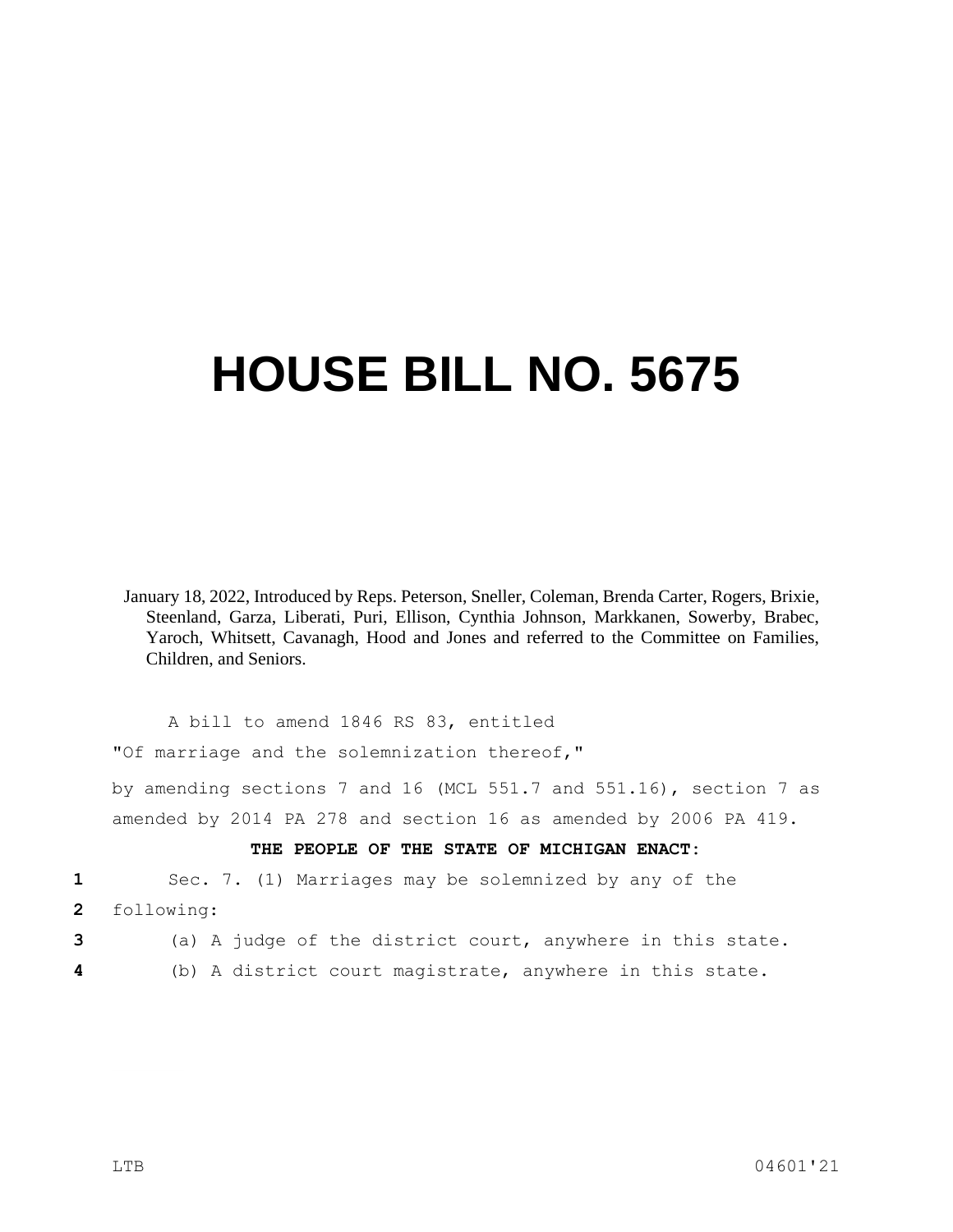# HOUSE BILL NO. 5675

January 18, 2022, Introduced by Reps. Peterson, Sneller, Coleman, Brenda Carter, Rogers, Brixie, Steenland, Garza, Liberati, Puri, Ellison, Cynthia Johnson, Markkanen, Sowerby, Brabec, Yaroch, Whitsett, Cavanagh, Hood and Jones and referred to the Committee on Families, Children, and Seniors.

A bill to amend 1846 RS 83, entitled

"Of marriage and the solemnization thereof,"

by amending sections 7 and 16 (MCL 551.7 and 551.16), section 7 as amended by 2014 PA 278 and section 16 as amended by 2006 PA 419.

**THE PEOPLE OF THE STATE OF MICHIGAN ENACT:**

1 Sec. 7. (1) Marriages may be solemnized by any of the
2 following:
3 (a) A judge of the district court, anywhere in this state.
4 (b) A district court magistrate, anywhere in this state.

LTB 04601'21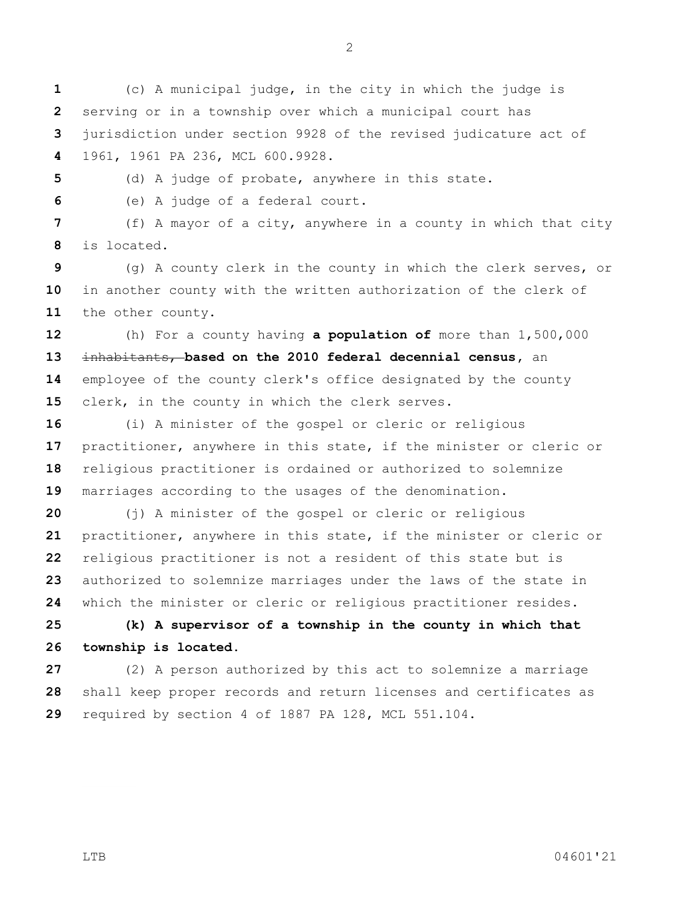(c) A municipal judge, in the city in which the judge is serving or in a township over which a municipal court has jurisdiction under section 9928 of the revised judicature act of 1961, 1961 PA 236, MCL 600.9928.

(d) A judge of probate, anywhere in this state.

(e) A judge of a federal court.

(f) A mayor of a city, anywhere in a county in which that city is located.

(g) A county clerk in the county in which the clerk serves, or in another county with the written authorization of the clerk of the other county.

(h) For a county having **a population of** more than 1,500,000 ~~inhabitants,~~ **based on the 2010 federal decennial census,** an employee of the county clerk's office designated by the county clerk, in the county in which the clerk serves.

(i) A minister of the gospel or cleric or religious practitioner, anywhere in this state, if the minister or cleric or religious practitioner is ordained or authorized to solemnize marriages according to the usages of the denomination.

(j) A minister of the gospel or cleric or religious practitioner, anywhere in this state, if the minister or cleric or religious practitioner is not a resident of this state but is authorized to solemnize marriages under the laws of the state in which the minister or cleric or religious practitioner resides.

**(k) A supervisor of a township in the county in which that township is located.**

(2) A person authorized by this act to solemnize a marriage shall keep proper records and return licenses and certificates as required by section 4 of 1887 PA 128, MCL 551.104.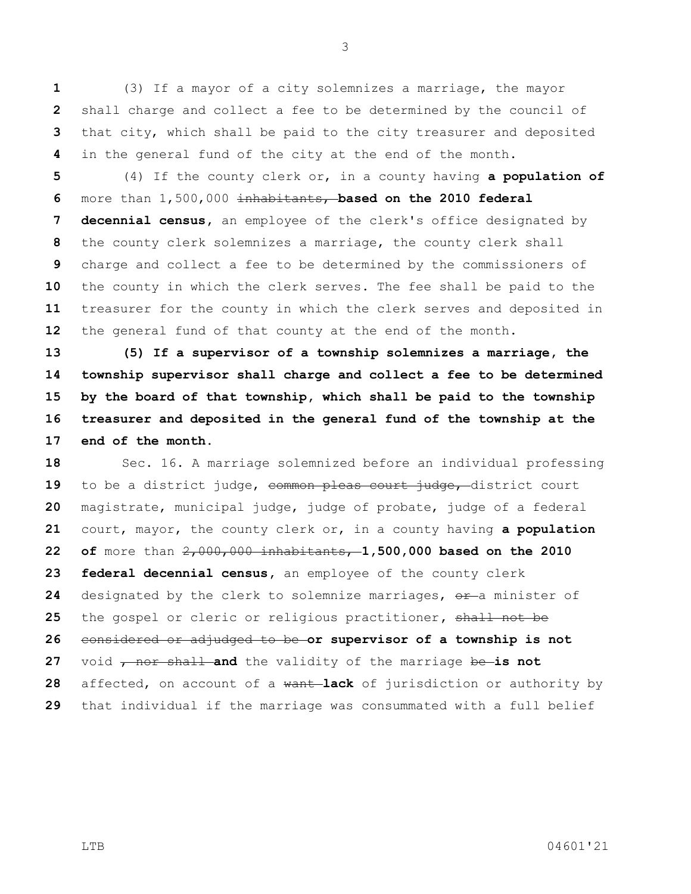(3) If a mayor of a city solemnizes a marriage, the mayor shall charge and collect a fee to be determined by the council of that city, which shall be paid to the city treasurer and deposited in the general fund of the city at the end of the month.

(4) If the county clerk or, in a county having **a population of** more than 1,500,000 ~~inhabitants,~~ **based on the 2010 federal decennial census**, an employee of the clerk's office designated by the county clerk solemnizes a marriage, the county clerk shall charge and collect a fee to be determined by the commissioners of the county in which the clerk serves. The fee shall be paid to the treasurer for the county in which the clerk serves and deposited in the general fund of that county at the end of the month.

**(5) If a supervisor of a township solemnizes a marriage, the township supervisor shall charge and collect a fee to be determined by the board of that township, which shall be paid to the township treasurer and deposited in the general fund of the township at the end of the month.**

Sec. 16. A marriage solemnized before an individual professing to be a district judge, ~~common pleas court judge,~~ district court magistrate, municipal judge, judge of probate, judge of a federal court, mayor, the county clerk or, in a county having **a population of** more than ~~2,000,000 inhabitants,~~ **1,500,000 based on the 2010 federal decennial census**, an employee of the county clerk designated by the clerk to solemnize marriages, ~~or~~ a minister of the gospel or cleric or religious practitioner, ~~shall not be considered or adjudged to be~~ **or supervisor of a township is not** void ~~, nor shall~~ **and** the validity of the marriage ~~be~~ **is not** affected, on account of a ~~want~~ **lack** of jurisdiction or authority by that individual if the marriage was consummated with a full belief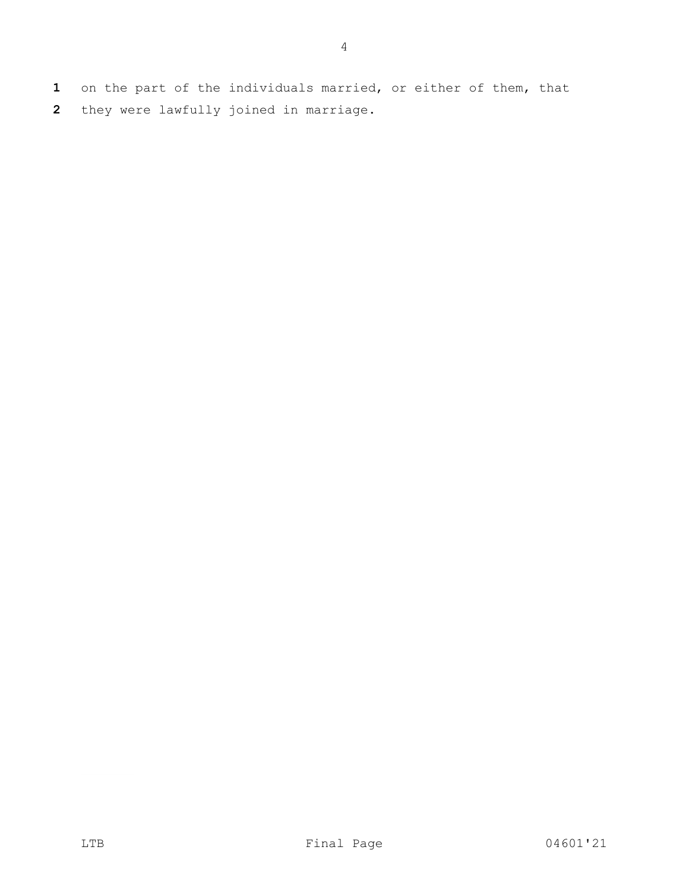on the part of the individuals married, or either of them, that
they were lawfully joined in marriage.